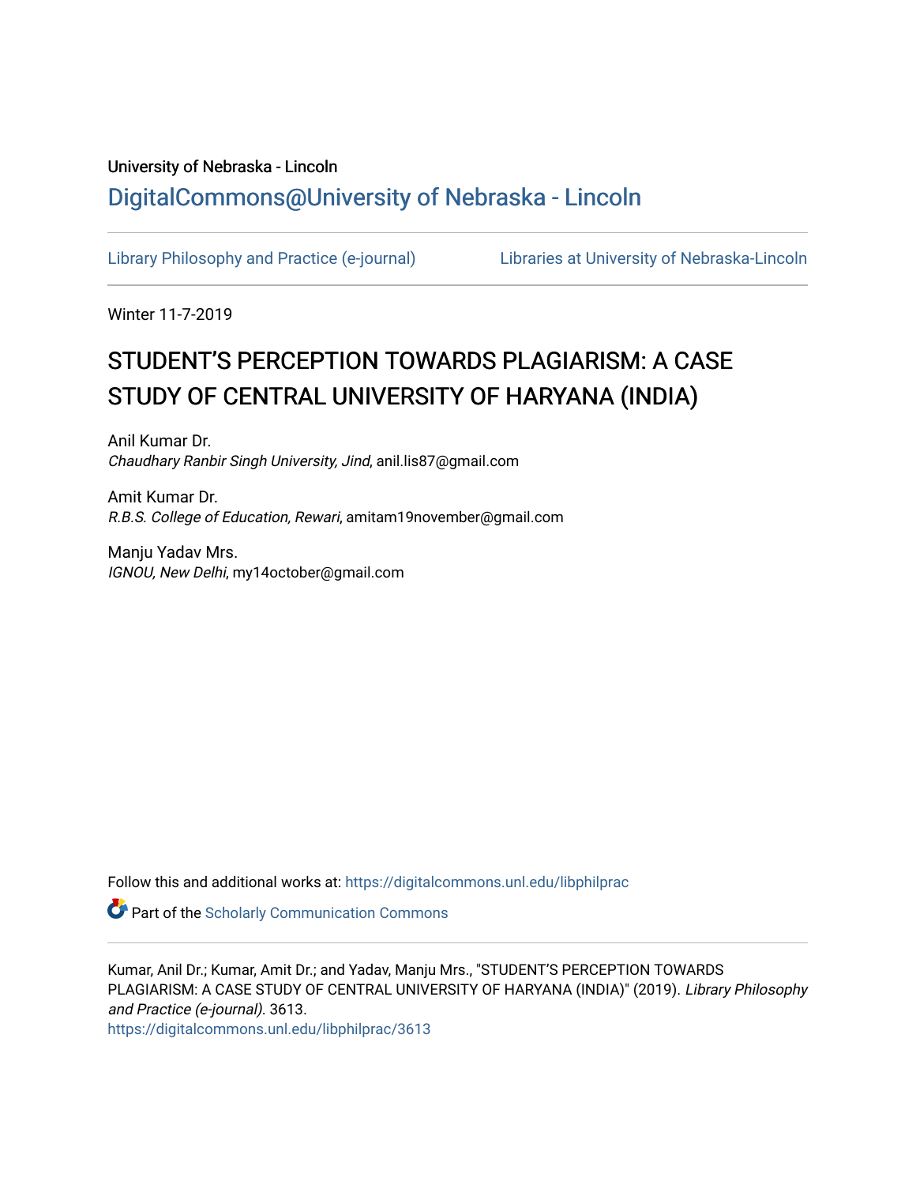University of Nebraska - Lincoln

## DigitalCommons@University of Nebraska - Lincoln

Library Philosophy and Practice (e-journal) Libraries at University of Nebraska-Lincoln

Winter 11-7-2019

# STUDENT'S PERCEPTION TOWARDS PLAGIARISM: A CASE STUDY OF CENTRAL UNIVERSITY OF HARYANA (INDIA)

Anil Kumar Dr.
*Chaudhary Ranbir Singh University, Jind*, anil.lis87@gmail.com

Amit Kumar Dr.
*R.B.S. College of Education, Rewari*, amitam19november@gmail.com

Manju Yadav Mrs.
*IGNOU, New Delhi*, my14october@gmail.com

Follow this and additional works at: https://digitalcommons.unl.edu/libphilprac

Part of the Scholarly Communication Commons

Kumar, Anil Dr.; Kumar, Amit Dr.; and Yadav, Manju Mrs., "STUDENT'S PERCEPTION TOWARDS PLAGIARISM: A CASE STUDY OF CENTRAL UNIVERSITY OF HARYANA (INDIA)" (2019). *Library Philosophy and Practice (e-journal)*. 3613.
https://digitalcommons.unl.edu/libphilprac/3613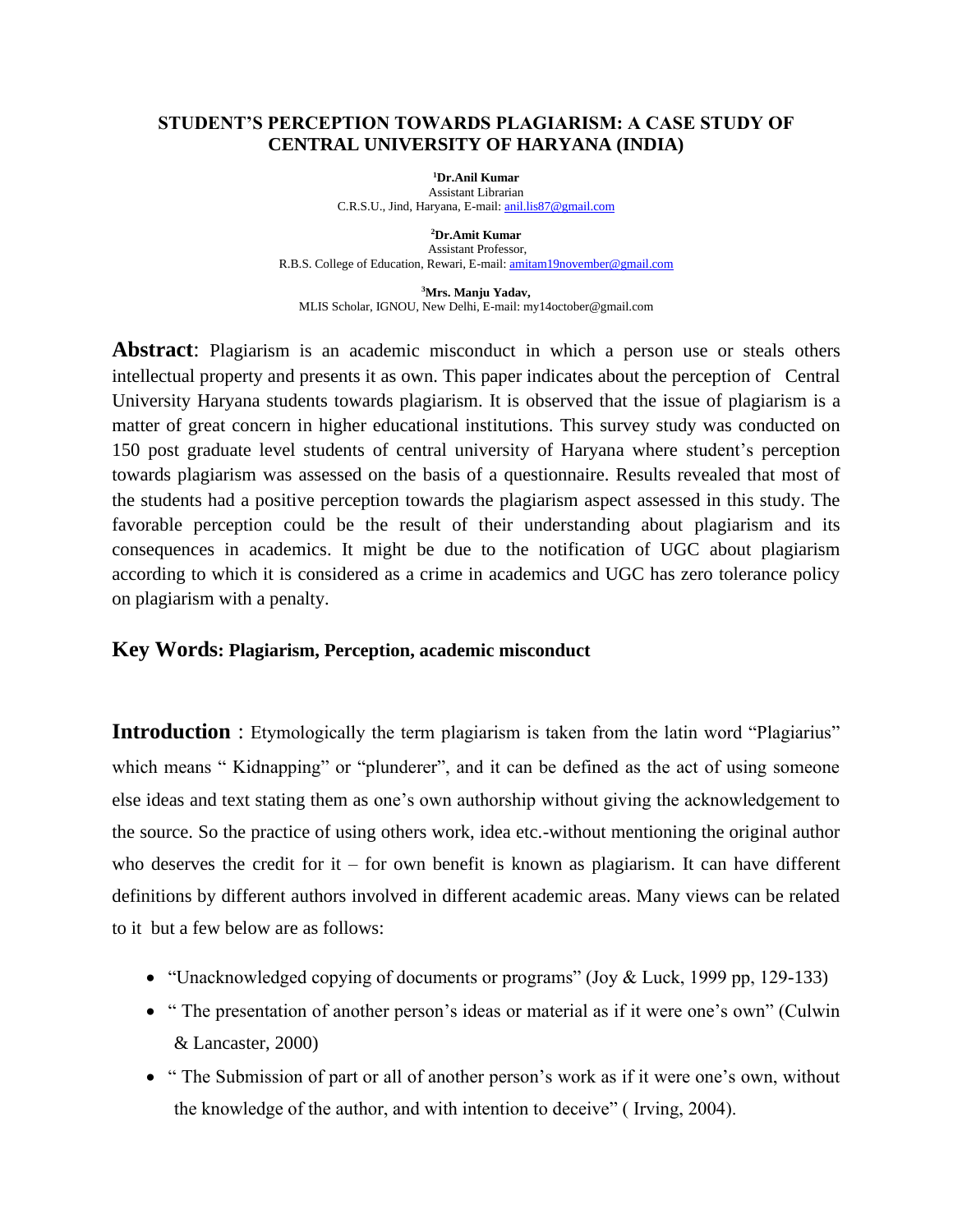# STUDENT'S PERCEPTION TOWARDS PLAGIARISM: A CASE STUDY OF CENTRAL UNIVERSITY OF HARYANA (INDIA)

**[1]Dr.Anil Kumar**
Assistant Librarian
C.R.S.U., Jind, Haryana, E-mail: anil.lis87@gmail.com

**[2]Dr.Amit Kumar**
Assistant Professor,
R.B.S. College of Education, Rewari, E-mail: amitam19november@gmail.com

**[3]Mrs. Manju Yadav,**
MLIS Scholar, IGNOU, New Delhi, E-mail: my14october@gmail.com

**Abstract**: Plagiarism is an academic misconduct in which a person use or steals others intellectual property and presents it as own. This paper indicates about the perception of Central University Haryana students towards plagiarism. It is observed that the issue of plagiarism is a matter of great concern in higher educational institutions. This survey study was conducted on 150 post graduate level students of central university of Haryana where student's perception towards plagiarism was assessed on the basis of a questionnaire. Results revealed that most of the students had a positive perception towards the plagiarism aspect assessed in this study. The favorable perception could be the result of their understanding about plagiarism and its consequences in academics. It might be due to the notification of UGC about plagiarism according to which it is considered as a crime in academics and UGC has zero tolerance policy on plagiarism with a penalty.

**Key Words: Plagiarism, Perception, academic misconduct**

**Introduction** : Etymologically the term plagiarism is taken from the latin word "Plagiarius" which means " Kidnapping" or "plunderer", and it can be defined as the act of using someone else ideas and text stating them as one's own authorship without giving the acknowledgement to the source. So the practice of using others work, idea etc.-without mentioning the original author who deserves the credit for it – for own benefit is known as plagiarism. It can have different definitions by different authors involved in different academic areas. Many views can be related to it but a few below are as follows:

- "Unacknowledged copying of documents or programs" (Joy & Luck, 1999 pp, 129-133)
- " The presentation of another person's ideas or material as if it were one's own" (Culwin & Lancaster, 2000)
- " The Submission of part or all of another person's work as if it were one's own, without the knowledge of the author, and with intention to deceive" ( Irving, 2004).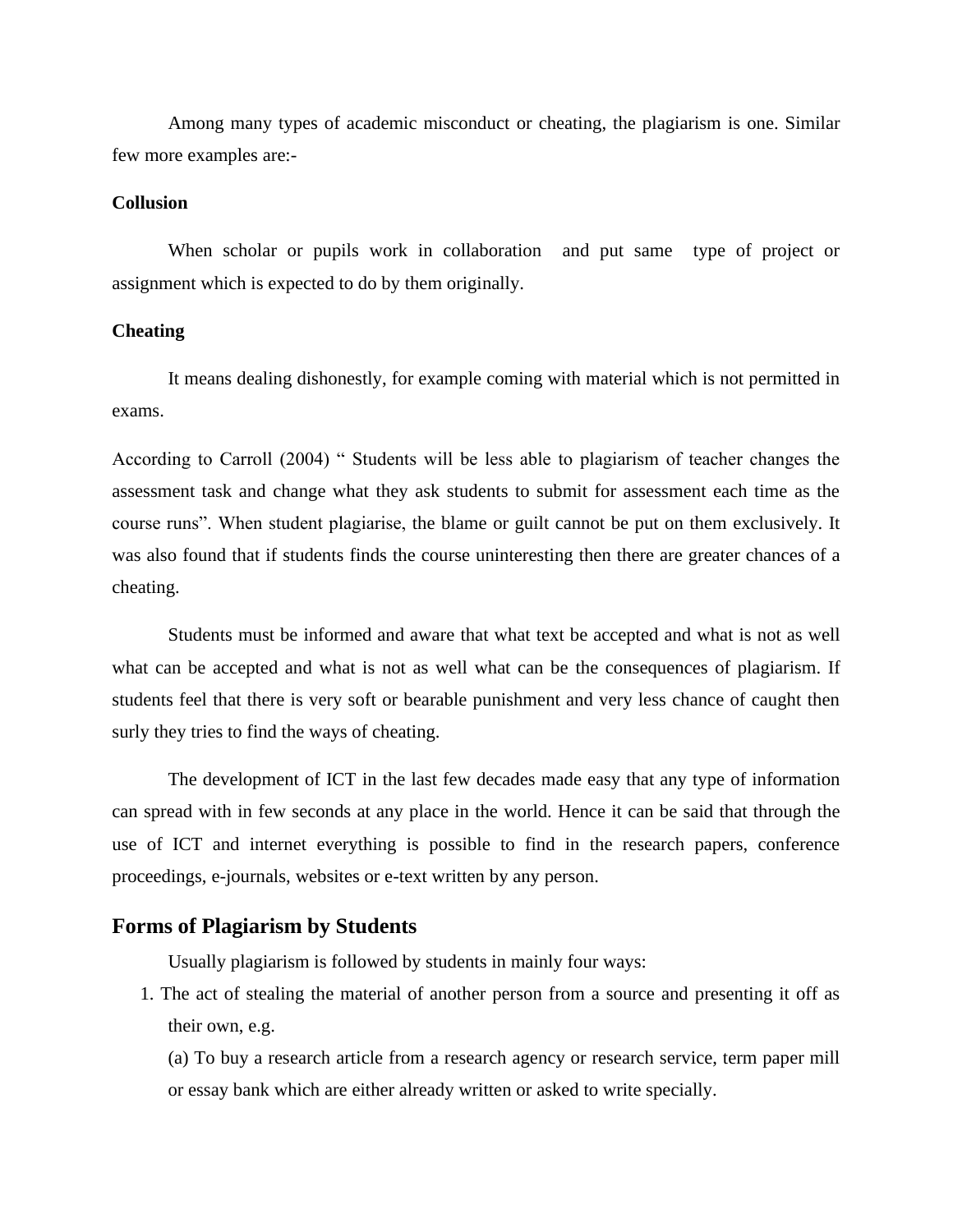Among many types of academic misconduct or cheating, the plagiarism is one. Similar few more examples are:-

**Collusion**

When scholar or pupils work in collaboration and put same type of project or assignment which is expected to do by them originally.

**Cheating**

It means dealing dishonestly, for example coming with material which is not permitted in exams.

According to Carroll (2004) " Students will be less able to plagiarism of teacher changes the assessment task and change what they ask students to submit for assessment each time as the course runs". When student plagiarise, the blame or guilt cannot be put on them exclusively. It was also found that if students finds the course uninteresting then there are greater chances of a cheating.

Students must be informed and aware that what text be accepted and what is not as well what can be accepted and what is not as well what can be the consequences of plagiarism. If students feel that there is very soft or bearable punishment and very less chance of caught then surly they tries to find the ways of cheating.

The development of ICT in the last few decades made easy that any type of information can spread with in few seconds at any place in the world. Hence it can be said that through the use of ICT and internet everything is possible to find in the research papers, conference proceedings, e-journals, websites or e-text written by any person.

## Forms of Plagiarism by Students

Usually plagiarism is followed by students in mainly four ways:

1. The act of stealing the material of another person from a source and presenting it off as their own, e.g.

   (a) To buy a research article from a research agency or research service, term paper mill or essay bank which are either already written or asked to write specially.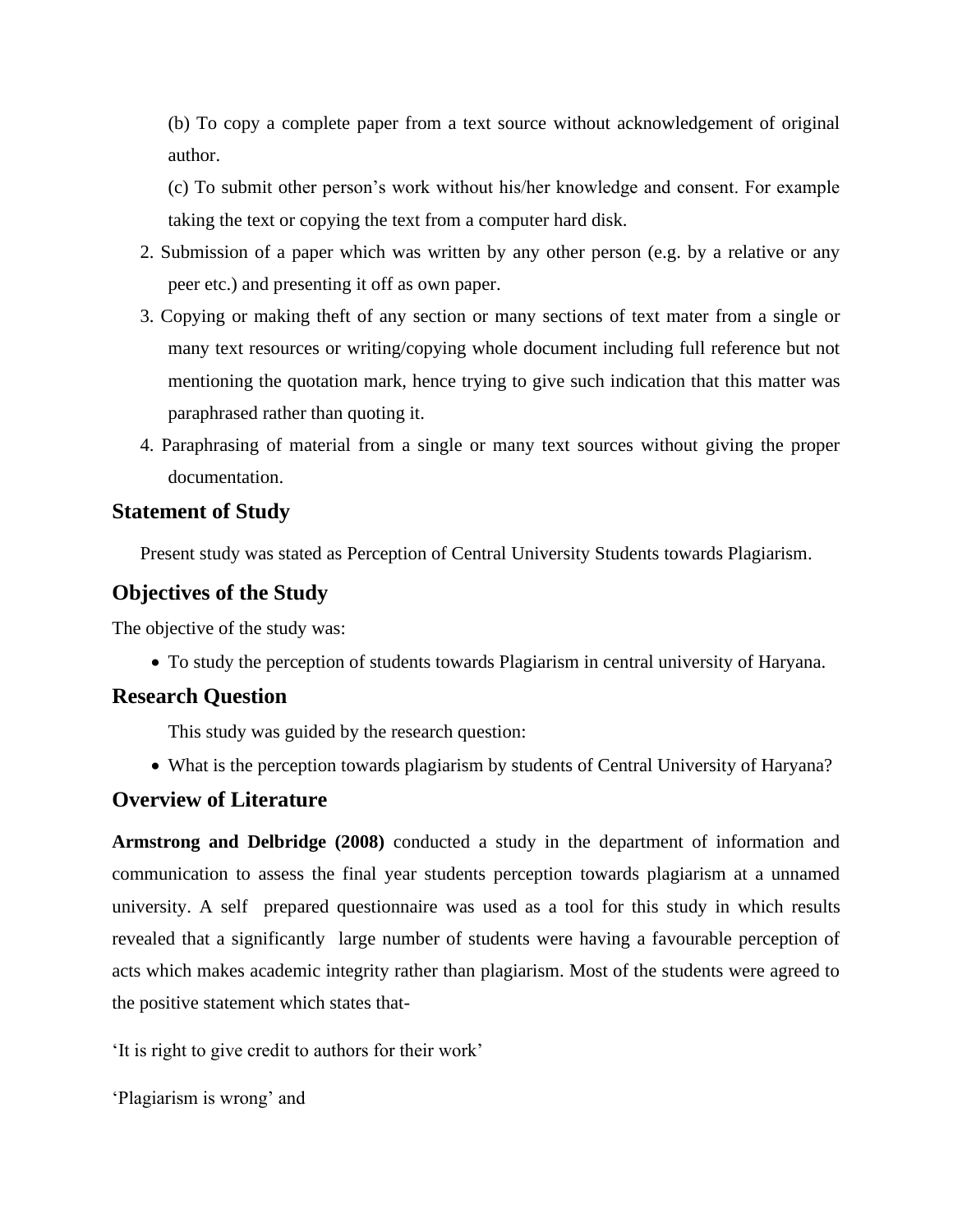(b) To copy a complete paper from a text source without acknowledgement of original author.

(c) To submit other person's work without his/her knowledge and consent. For example taking the text or copying the text from a computer hard disk.

2. Submission of a paper which was written by any other person (e.g. by a relative or any peer etc.) and presenting it off as own paper.
3. Copying or making theft of any section or many sections of text mater from a single or many text resources or writing/copying whole document including full reference but not mentioning the quotation mark, hence trying to give such indication that this matter was paraphrased rather than quoting it.
4. Paraphrasing of material from a single or many text sources without giving the proper documentation.

## Statement of Study

Present study was stated as Perception of Central University Students towards Plagiarism.

## Objectives of the Study

The objective of the study was:

- To study the perception of students towards Plagiarism in central university of Haryana.

## Research Question

This study was guided by the research question:

- What is the perception towards plagiarism by students of Central University of Haryana?

## Overview of Literature

**Armstrong and Delbridge (2008)** conducted a study in the department of information and communication to assess the final year students perception towards plagiarism at a unnamed university. A self prepared questionnaire was used as a tool for this study in which results revealed that a significantly large number of students were having a favourable perception of acts which makes academic integrity rather than plagiarism. Most of the students were agreed to the positive statement which states that-

'It is right to give credit to authors for their work'

'Plagiarism is wrong' and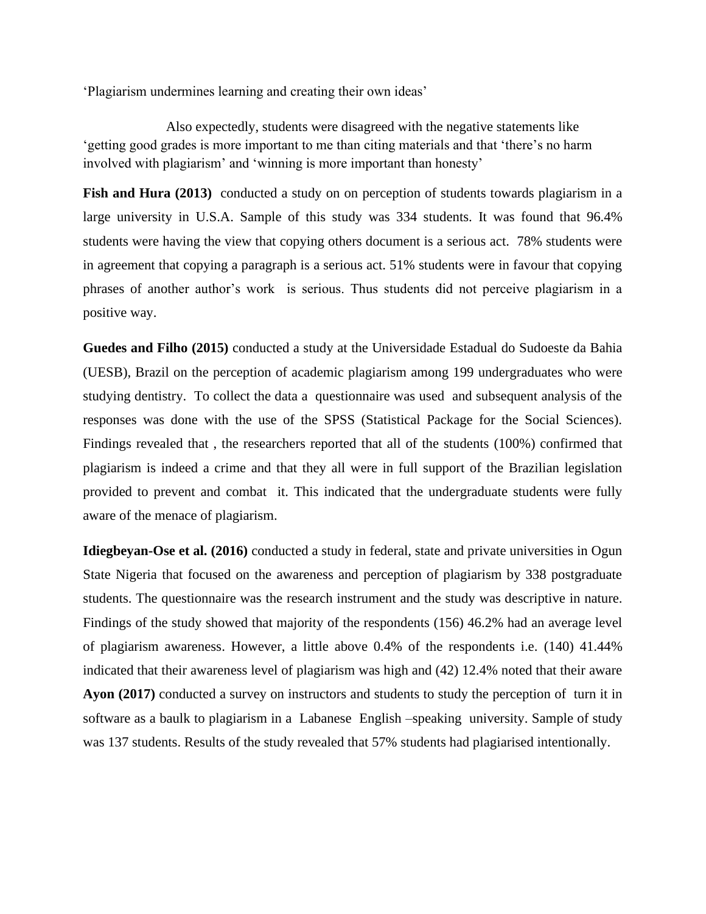'Plagiarism undermines learning and creating their own ideas'

Also expectedly, students were disagreed with the negative statements like 'getting good grades is more important to me than citing materials and that 'there's no harm involved with plagiarism' and 'winning is more important than honesty'

**Fish and Hura (2013)** conducted a study on on perception of students towards plagiarism in a large university in U.S.A. Sample of this study was 334 students. It was found that 96.4% students were having the view that copying others document is a serious act. 78% students were in agreement that copying a paragraph is a serious act. 51% students were in favour that copying phrases of another author's work is serious. Thus students did not perceive plagiarism in a positive way.

**Guedes and Filho (2015)** conducted a study at the Universidade Estadual do Sudoeste da Bahia (UESB), Brazil on the perception of academic plagiarism among 199 undergraduates who were studying dentistry. To collect the data a questionnaire was used and subsequent analysis of the responses was done with the use of the SPSS (Statistical Package for the Social Sciences). Findings revealed that , the researchers reported that all of the students (100%) confirmed that plagiarism is indeed a crime and that they all were in full support of the Brazilian legislation provided to prevent and combat it. This indicated that the undergraduate students were fully aware of the menace of plagiarism.

**Idiegbeyan-Ose et al. (2016)** conducted a study in federal, state and private universities in Ogun State Nigeria that focused on the awareness and perception of plagiarism by 338 postgraduate students. The questionnaire was the research instrument and the study was descriptive in nature. Findings of the study showed that majority of the respondents (156) 46.2% had an average level of plagiarism awareness. However, a little above 0.4% of the respondents i.e. (140) 41.44% indicated that their awareness level of plagiarism was high and (42) 12.4% noted that their aware

**Ayon (2017)** conducted a survey on instructors and students to study the perception of turn it in software as a baulk to plagiarism in a Labanese English –speaking university. Sample of study was 137 students. Results of the study revealed that 57% students had plagiarised intentionally.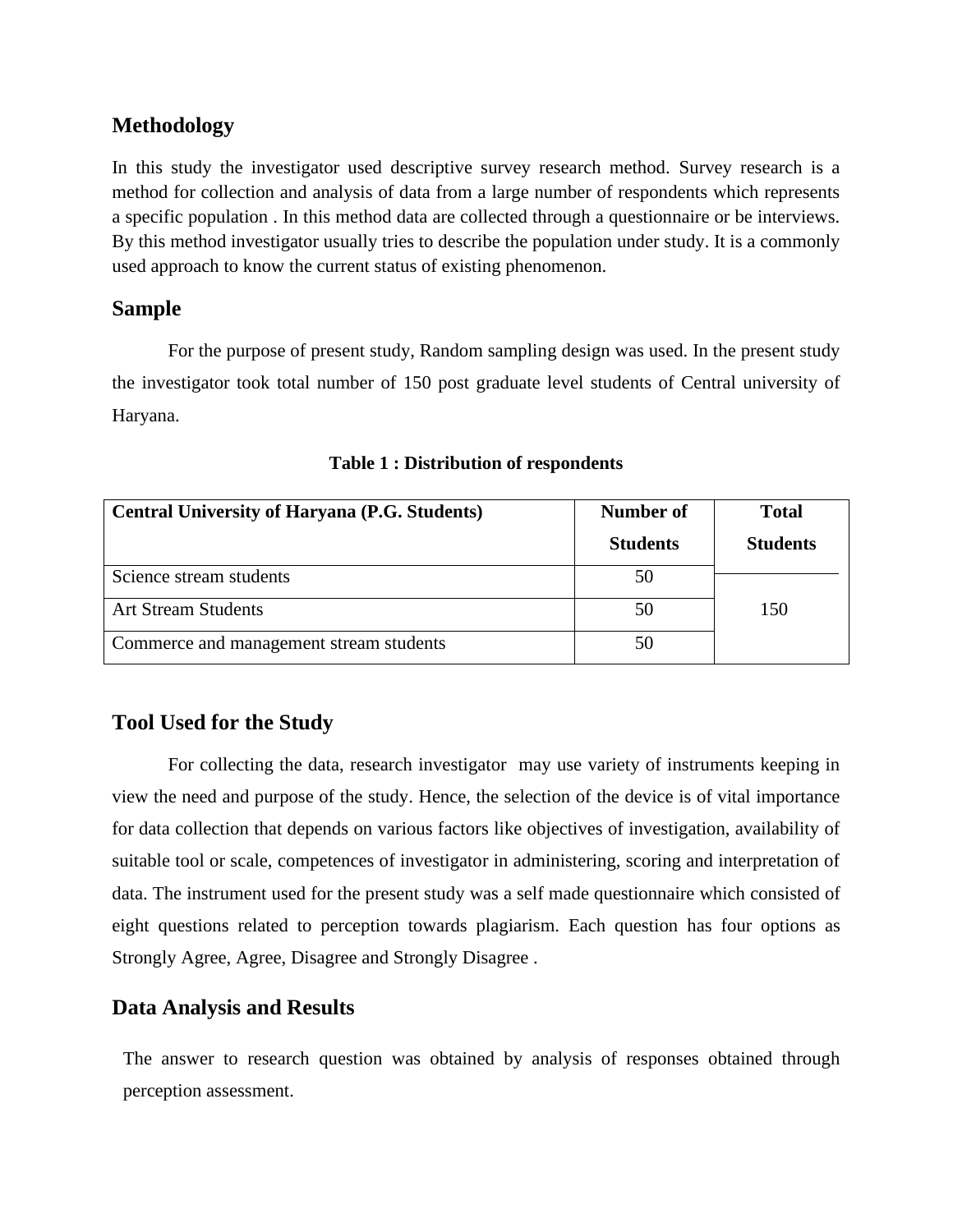## Methodology

In this study the investigator used descriptive survey research method. Survey research is a method for collection and analysis of data from a large number of respondents which represents a specific population . In this method data are collected through a questionnaire or be interviews. By this method investigator usually tries to describe the population under study. It is a commonly used approach to know the current status of existing phenomenon.

## Sample

For the purpose of present study, Random sampling design was used. In the present study the investigator took total number of 150 post graduate level students of Central university of Haryana.

**Table 1 : Distribution of respondents**

| Central University of Haryana (P.G. Students) | Number of Students | Total Students |
|---|---|---|
| Science stream students | 50 | 150 |
| Art Stream Students | 50 | |
| Commerce and management stream students | 50 | |

## Tool Used for the Study

For collecting the data, research investigator may use variety of instruments keeping in view the need and purpose of the study. Hence, the selection of the device is of vital importance for data collection that depends on various factors like objectives of investigation, availability of suitable tool or scale, competences of investigator in administering, scoring and interpretation of data. The instrument used for the present study was a self made questionnaire which consisted of eight questions related to perception towards plagiarism. Each question has four options as Strongly Agree, Agree, Disagree and Strongly Disagree .

## Data Analysis and Results

The answer to research question was obtained by analysis of responses obtained through perception assessment.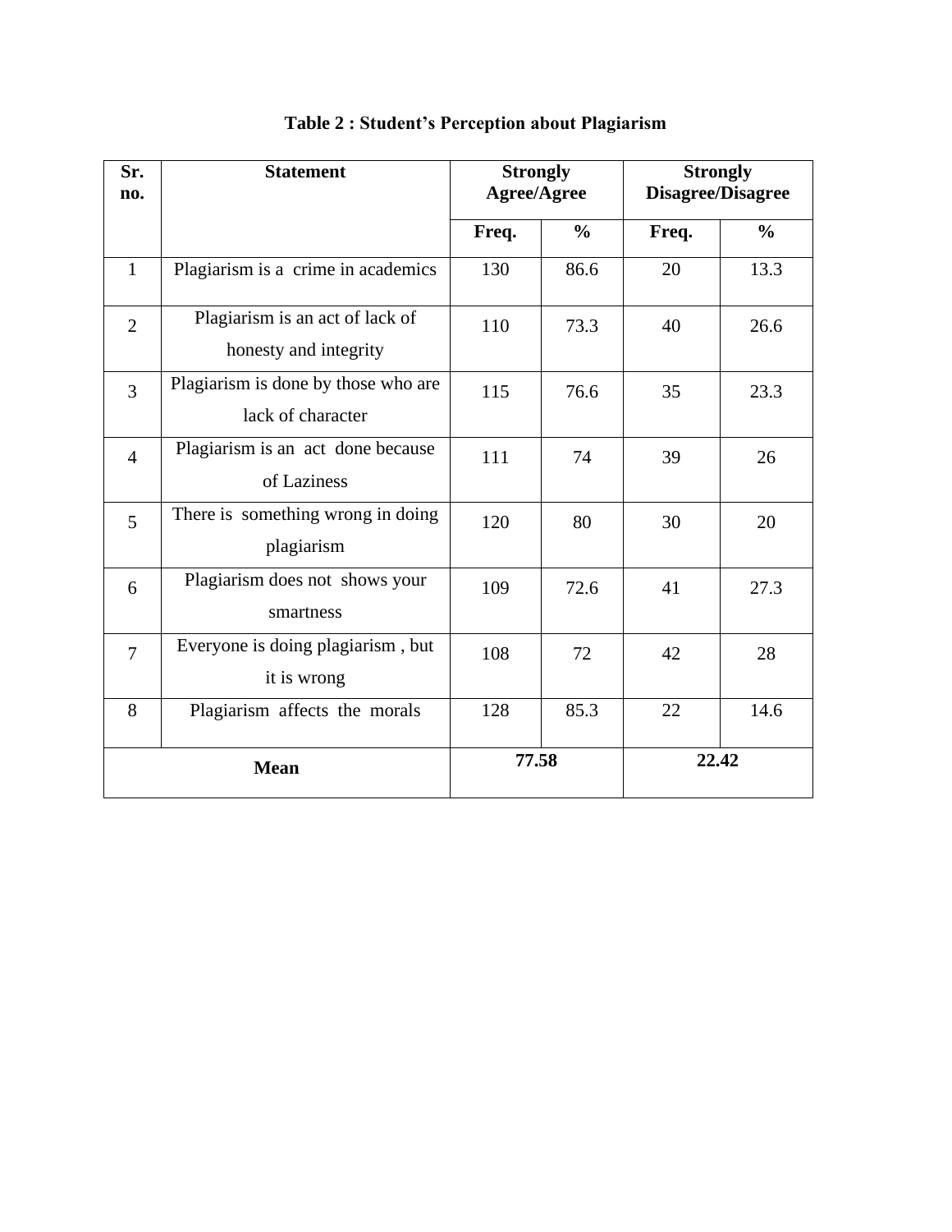**Table 2 : Student's Perception about Plagiarism**

| Sr. no. | Statement | Strongly Agree/Agree | | Strongly Disagree/Disagree | |
|---|---|---|---|---|---|
| | | Freq. | % | Freq. | % |
| 1 | Plagiarism is a crime in academics | 130 | 86.6 | 20 | 13.3 |
| 2 | Plagiarism is an act of lack of honesty and integrity | 110 | 73.3 | 40 | 26.6 |
| 3 | Plagiarism is done by those who are lack of character | 115 | 76.6 | 35 | 23.3 |
| 4 | Plagiarism is an act done because of Laziness | 111 | 74 | 39 | 26 |
| 5 | There is something wrong in doing plagiarism | 120 | 80 | 30 | 20 |
| 6 | Plagiarism does not shows your smartness | 109 | 72.6 | 41 | 27.3 |
| 7 | Everyone is doing plagiarism , but it is wrong | 108 | 72 | 42 | 28 |
| 8 | Plagiarism affects the morals | 128 | 85.3 | 22 | 14.6 |
| **Mean** | | **77.58** | | **22.42** | |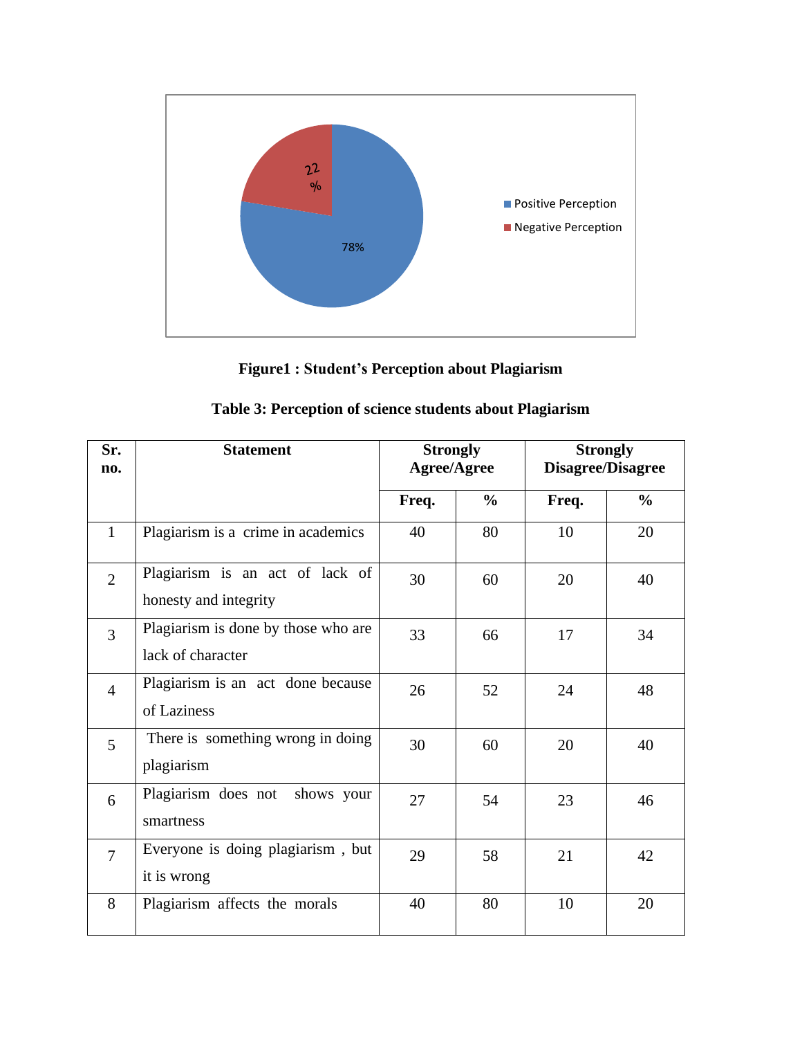**Figure1 : Student's Perception about Plagiarism**

**Table 3: Perception of science students about Plagiarism**

| Sr. no. | Statement | Strongly Agree/Agree | | Strongly Disagree/Disagree | |
|---|---|---|---|---|---|
| | | Freq. | % | Freq. | % |
| 1 | Plagiarism is a crime in academics | 40 | 80 | 10 | 20 |
| 2 | Plagiarism is an act of lack of honesty and integrity | 30 | 60 | 20 | 40 |
| 3 | Plagiarism is done by those who are lack of character | 33 | 66 | 17 | 34 |
| 4 | Plagiarism is an act done because of Laziness | 26 | 52 | 24 | 48 |
| 5 | There is something wrong in doing plagiarism | 30 | 60 | 20 | 40 |
| 6 | Plagiarism does not shows your smartness | 27 | 54 | 23 | 46 |
| 7 | Everyone is doing plagiarism , but it is wrong | 29 | 58 | 21 | 42 |
| 8 | Plagiarism affects the morals | 40 | 80 | 10 | 20 |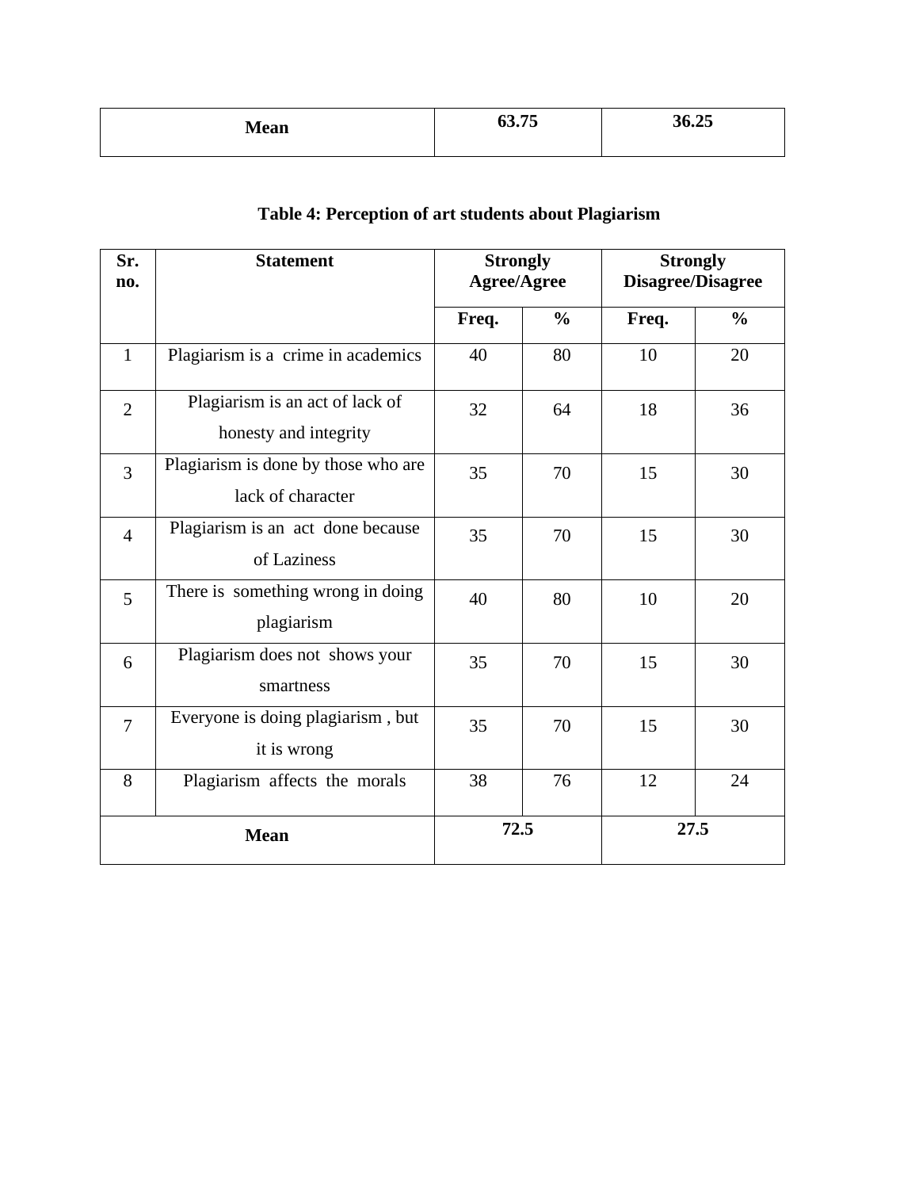| Mean | 63.75 | 36.25 |
|---|---|---|

**Table 4: Perception of art students about Plagiarism**

| Sr. no. | Statement | Strongly Agree/Agree | | Strongly Disagree/Disagree | |
|---|---|---|---|---|---|
| | | Freq. | % | Freq. | % |
| 1 | Plagiarism is a crime in academics | 40 | 80 | 10 | 20 |
| 2 | Plagiarism is an act of lack of honesty and integrity | 32 | 64 | 18 | 36 |
| 3 | Plagiarism is done by those who are lack of character | 35 | 70 | 15 | 30 |
| 4 | Plagiarism is an act done because of Laziness | 35 | 70 | 15 | 30 |
| 5 | There is something wrong in doing plagiarism | 40 | 80 | 10 | 20 |
| 6 | Plagiarism does not shows your smartness | 35 | 70 | 15 | 30 |
| 7 | Everyone is doing plagiarism , but it is wrong | 35 | 70 | 15 | 30 |
| 8 | Plagiarism affects the morals | 38 | 76 | 12 | 24 |
| **Mean** | | **72.5** | | **27.5** | |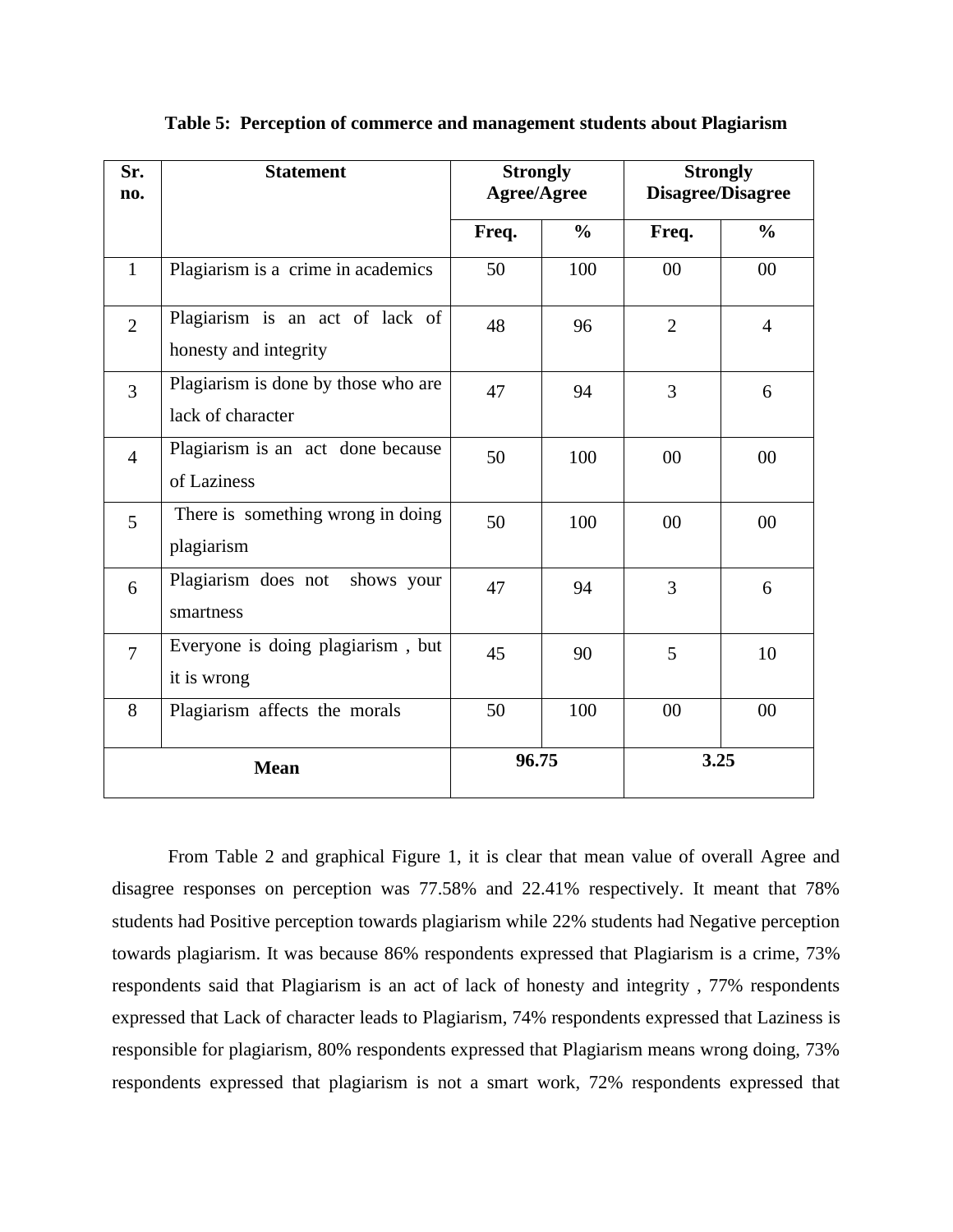**Table 5: Perception of commerce and management students about Plagiarism**

| Sr. no. | Statement | Strongly Agree/Agree | | Strongly Disagree/Disagree | |
|---|---|---|---|---|---|
| | | Freq. | % | Freq. | % |
| 1 | Plagiarism is a crime in academics | 50 | 100 | 00 | 00 |
| 2 | Plagiarism is an act of lack of honesty and integrity | 48 | 96 | 2 | 4 |
| 3 | Plagiarism is done by those who are lack of character | 47 | 94 | 3 | 6 |
| 4 | Plagiarism is an act done because of Laziness | 50 | 100 | 00 | 00 |
| 5 | There is something wrong in doing plagiarism | 50 | 100 | 00 | 00 |
| 6 | Plagiarism does not shows your smartness | 47 | 94 | 3 | 6 |
| 7 | Everyone is doing plagiarism , but it is wrong | 45 | 90 | 5 | 10 |
| 8 | Plagiarism affects the morals | 50 | 100 | 00 | 00 |
| **Mean** | | **96.75** | | **3.25** | |

From Table 2 and graphical Figure 1, it is clear that mean value of overall Agree and disagree responses on perception was 77.58% and 22.41% respectively. It meant that 78% students had Positive perception towards plagiarism while 22% students had Negative perception towards plagiarism. It was because 86% respondents expressed that Plagiarism is a crime, 73% respondents said that Plagiarism is an act of lack of honesty and integrity , 77% respondents expressed that Lack of character leads to Plagiarism, 74% respondents expressed that Laziness is responsible for plagiarism, 80% respondents expressed that Plagiarism means wrong doing, 73% respondents expressed that plagiarism is not a smart work, 72% respondents expressed that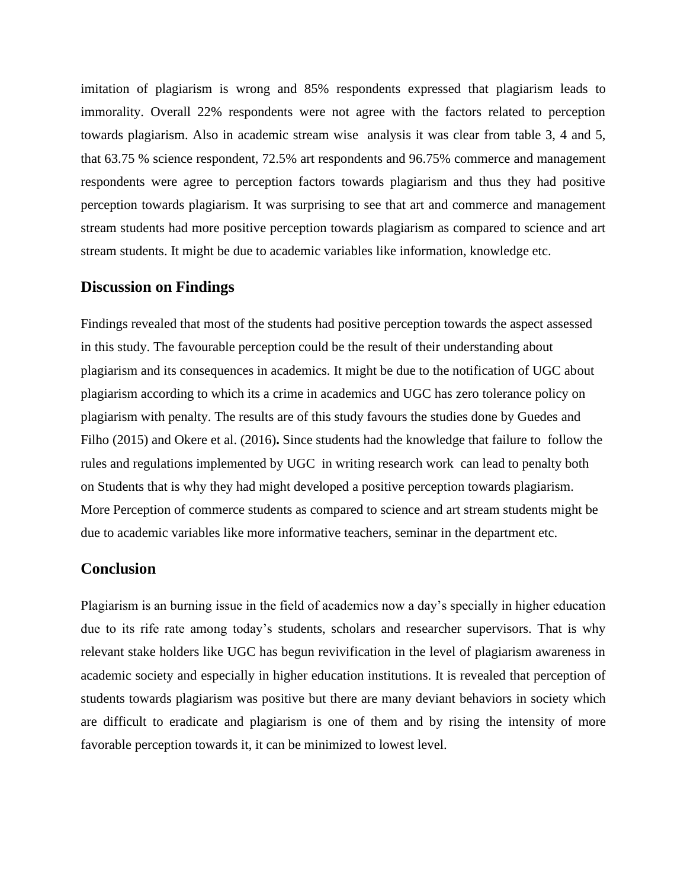imitation of plagiarism is wrong and 85% respondents expressed that plagiarism leads to immorality. Overall 22% respondents were not agree with the factors related to perception towards plagiarism. Also in academic stream wise analysis it was clear from table 3, 4 and 5, that 63.75 % science respondent, 72.5% art respondents and 96.75% commerce and management respondents were agree to perception factors towards plagiarism and thus they had positive perception towards plagiarism. It was surprising to see that art and commerce and management stream students had more positive perception towards plagiarism as compared to science and art stream students. It might be due to academic variables like information, knowledge etc.

## Discussion on Findings

Findings revealed that most of the students had positive perception towards the aspect assessed in this study. The favourable perception could be the result of their understanding about plagiarism and its consequences in academics. It might be due to the notification of UGC about plagiarism according to which its a crime in academics and UGC has zero tolerance policy on plagiarism with penalty. The results are of this study favours the studies done by Guedes and Filho (2015) and Okere et al. (2016). Since students had the knowledge that failure to follow the rules and regulations implemented by UGC in writing research work can lead to penalty both on Students that is why they had might developed a positive perception towards plagiarism. More Perception of commerce students as compared to science and art stream students might be due to academic variables like more informative teachers, seminar in the department etc.

## Conclusion

Plagiarism is an burning issue in the field of academics now a day's specially in higher education due to its rife rate among today's students, scholars and researcher supervisors. That is why relevant stake holders like UGC has begun revivification in the level of plagiarism awareness in academic society and especially in higher education institutions. It is revealed that perception of students towards plagiarism was positive but there are many deviant behaviors in society which are difficult to eradicate and plagiarism is one of them and by rising the intensity of more favorable perception towards it, it can be minimized to lowest level.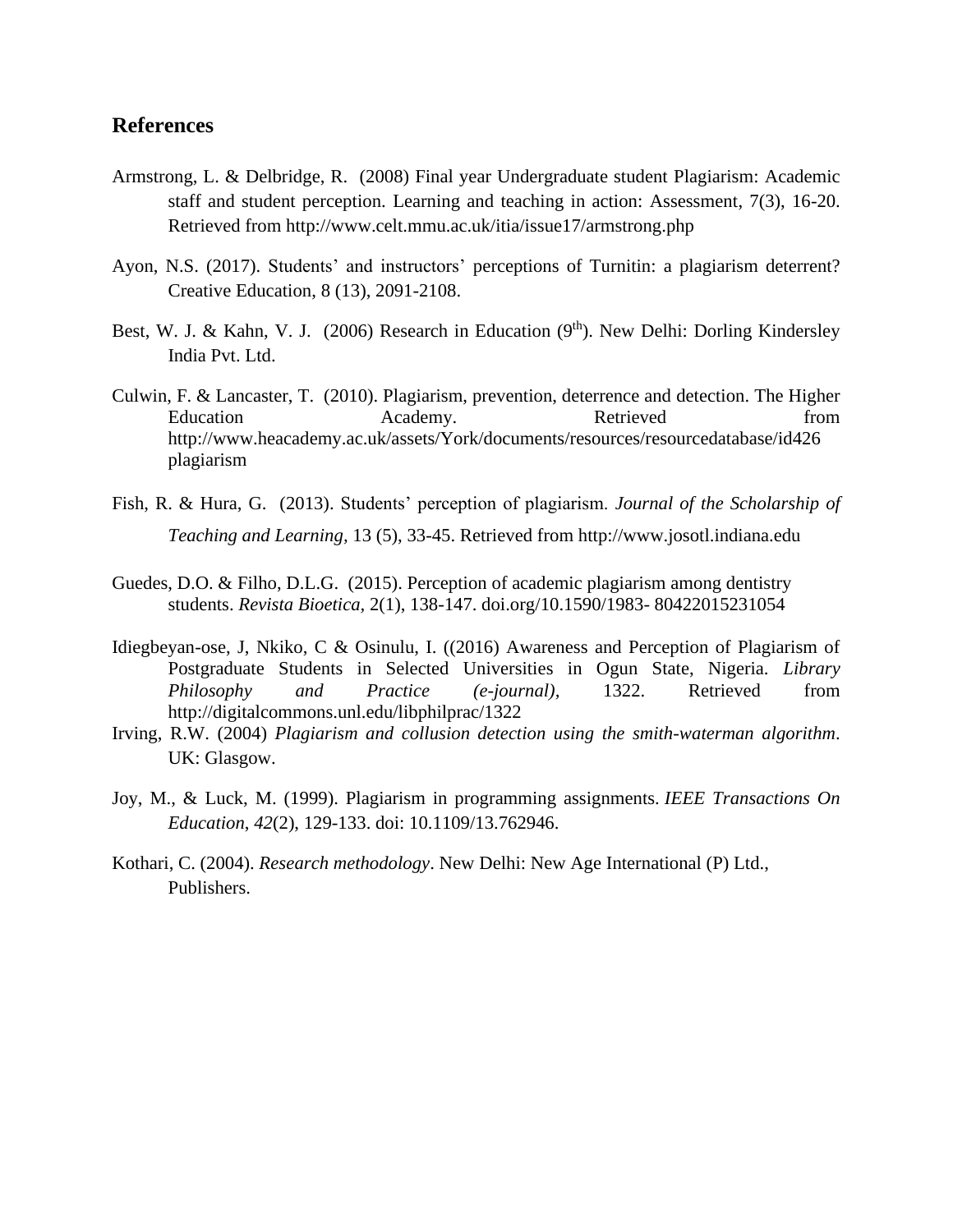## References

Armstrong, L. & Delbridge, R. (2008) Final year Undergraduate student Plagiarism: Academic staff and student perception. Learning and teaching in action: Assessment, 7(3), 16-20. Retrieved from http://www.celt.mmu.ac.uk/itia/issue17/armstrong.php

Ayon, N.S. (2017). Students' and instructors' perceptions of Turnitin: a plagiarism deterrent? Creative Education, 8 (13), 2091-2108.

Best, W. J. & Kahn, V. J. (2006) Research in Education (9th). New Delhi: Dorling Kindersley India Pvt. Ltd.

Culwin, F. & Lancaster, T. (2010). Plagiarism, prevention, deterrence and detection. The Higher Education Academy. Retrieved from http://www.heacademy.ac.uk/assets/York/documents/resources/resourcedatabase/id426 plagiarism

Fish, R. & Hura, G. (2013). Students' perception of plagiarism. *Journal of the Scholarship of Teaching and Learning,* 13 (5), 33-45. Retrieved from http://www.josotl.indiana.edu

Guedes, D.O. & Filho, D.L.G. (2015). Perception of academic plagiarism among dentistry students. *Revista Bioetica,* 2(1), 138-147. doi.org/10.1590/1983- 80422015231054

Idiegbeyan-ose, J, Nkiko, C & Osinulu, I. ((2016) Awareness and Perception of Plagiarism of Postgraduate Students in Selected Universities in Ogun State, Nigeria. *Library Philosophy and Practice (e-journal),* 1322. Retrieved from http://digitalcommons.unl.edu/libphilprac/1322

Irving, R.W. (2004) *Plagiarism and collusion detection using the smith-waterman algorithm*. UK: Glasgow.

Joy, M., & Luck, M. (1999). Plagiarism in programming assignments. *IEEE Transactions On Education*, *42*(2), 129-133. doi: 10.1109/13.762946.

Kothari, C. (2004). *Research methodology*. New Delhi: New Age International (P) Ltd., Publishers.